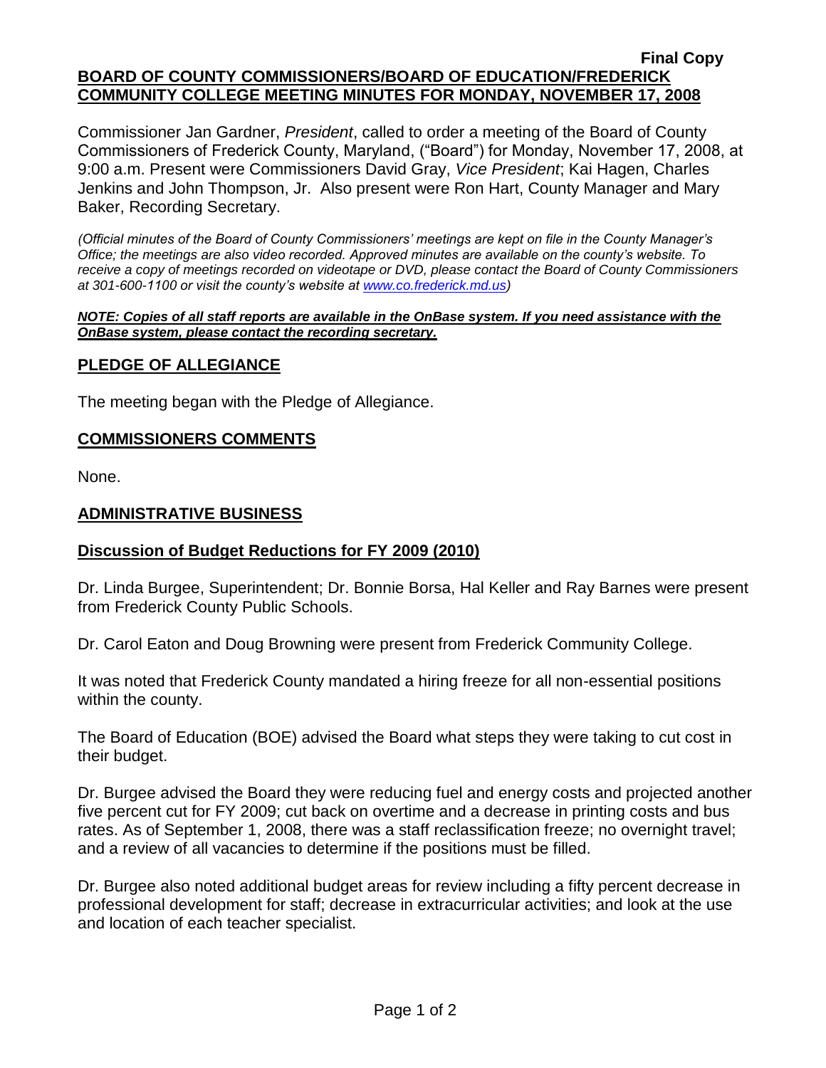**Final Copy**

**BOARD OF COUNTY COMMISSIONERS/BOARD OF EDUCATION/FREDERICK COMMUNITY COLLEGE MEETING MINUTES FOR MONDAY, NOVEMBER 17, 2008**

Commissioner Jan Gardner, *President*, called to order a meeting of the Board of County Commissioners of Frederick County, Maryland, ("Board") for Monday, November 17, 2008, at 9:00 a.m. Present were Commissioners David Gray, *Vice President*; Kai Hagen, Charles Jenkins and John Thompson, Jr. Also present were Ron Hart, County Manager and Mary Baker, Recording Secretary.

*(Official minutes of the Board of County Commissioners' meetings are kept on file in the County Manager's Office; the meetings are also video recorded. Approved minutes are available on the county's website. To receive a copy of meetings recorded on videotape or DVD, please contact the Board of County Commissioners at 301-600-1100 or visit the county's website at www.co.frederick.md.us)*

***NOTE: Copies of all staff reports are available in the OnBase system. If you need assistance with the OnBase system, please contact the recording secretary.***

## PLEDGE OF ALLEGIANCE

The meeting began with the Pledge of Allegiance.

## COMMISSIONERS COMMENTS

None.

## ADMINISTRATIVE BUSINESS

### Discussion of Budget Reductions for FY 2009 (2010)

Dr. Linda Burgee, Superintendent; Dr. Bonnie Borsa, Hal Keller and Ray Barnes were present from Frederick County Public Schools.

Dr. Carol Eaton and Doug Browning were present from Frederick Community College.

It was noted that Frederick County mandated a hiring freeze for all non-essential positions within the county.

The Board of Education (BOE) advised the Board what steps they were taking to cut cost in their budget.

Dr. Burgee advised the Board they were reducing fuel and energy costs and projected another five percent cut for FY 2009; cut back on overtime and a decrease in printing costs and bus rates. As of September 1, 2008, there was a staff reclassification freeze; no overnight travel; and a review of all vacancies to determine if the positions must be filled.

Dr. Burgee also noted additional budget areas for review including a fifty percent decrease in professional development for staff; decrease in extracurricular activities; and look at the use and location of each teacher specialist.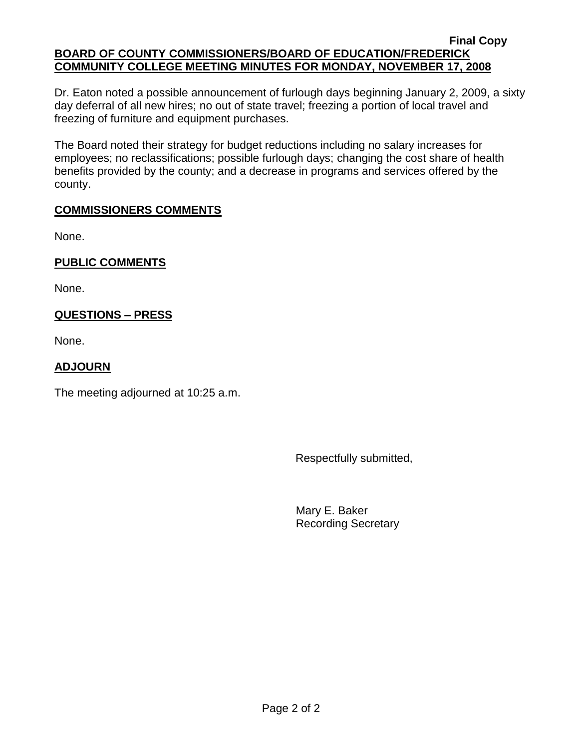Dr. Eaton noted a possible announcement of furlough days beginning January 2, 2009, a sixty day deferral of all new hires; no out of state travel; freezing a portion of local travel and freezing of furniture and equipment purchases.

The Board noted their strategy for budget reductions including no salary increases for employees; no reclassifications; possible furlough days; changing the cost share of health benefits provided by the county; and a decrease in programs and services offered by the county.

## COMMISSIONERS COMMENTS

None.

## PUBLIC COMMENTS

None.

## QUESTIONS – PRESS

None.

## ADJOURN

The meeting adjourned at 10:25 a.m.

Respectfully submitted,

Mary E. Baker
Recording Secretary